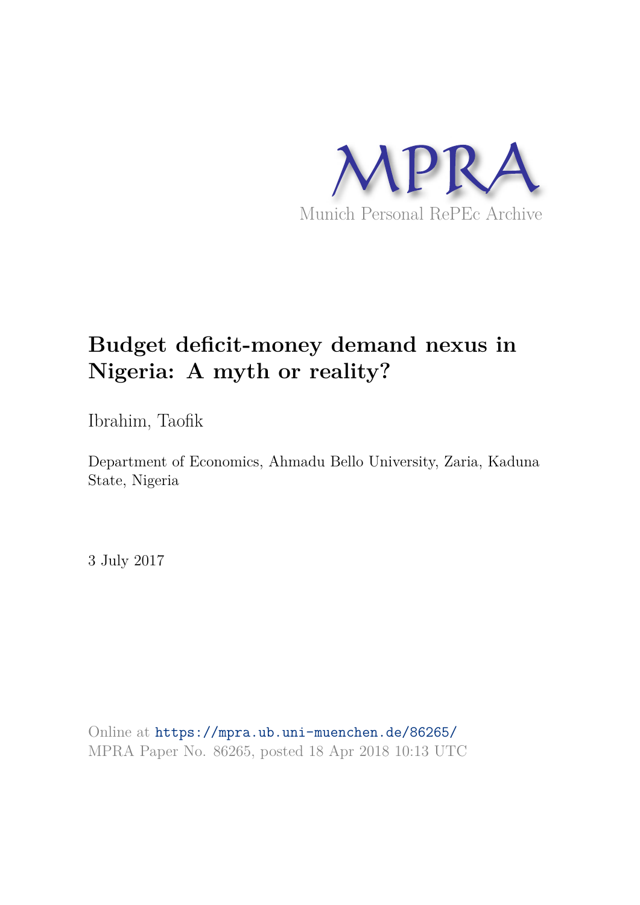MPRA

Munich Personal RePEc Archive

# Budget deficit-money demand nexus in Nigeria: A myth or reality?

Ibrahim, Taofik

Department of Economics, Ahmadu Bello University, Zaria, Kaduna State, Nigeria

3 July 2017

Online at https://mpra.ub.uni-muenchen.de/86265/
MPRA Paper No. 86265, posted 18 Apr 2018 10:13 UTC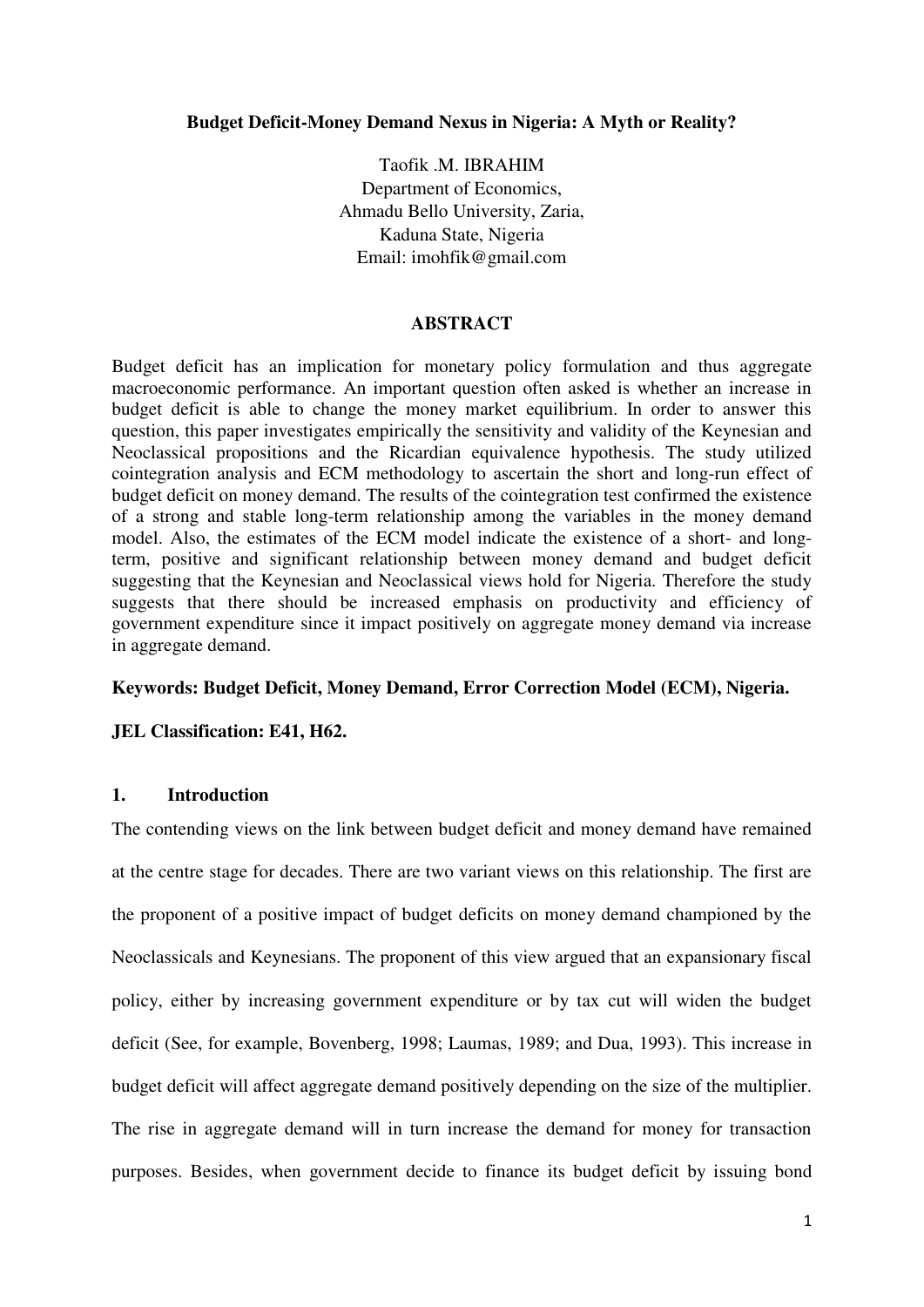**Budget Deficit-Money Demand Nexus in Nigeria: A Myth or Reality?**

Taofik .M. IBRAHIM
Department of Economics,
Ahmadu Bello University, Zaria,
Kaduna State, Nigeria
Email: imohfik@gmail.com

## ABSTRACT

Budget deficit has an implication for monetary policy formulation and thus aggregate macroeconomic performance. An important question often asked is whether an increase in budget deficit is able to change the money market equilibrium. In order to answer this question, this paper investigates empirically the sensitivity and validity of the Keynesian and Neoclassical propositions and the Ricardian equivalence hypothesis. The study utilized cointegration analysis and ECM methodology to ascertain the short and long-run effect of budget deficit on money demand. The results of the cointegration test confirmed the existence of a strong and stable long-term relationship among the variables in the money demand model. Also, the estimates of the ECM model indicate the existence of a short- and long-term, positive and significant relationship between money demand and budget deficit suggesting that the Keynesian and Neoclassical views hold for Nigeria. Therefore the study suggests that there should be increased emphasis on productivity and efficiency of government expenditure since it impact positively on aggregate money demand via increase in aggregate demand.

**Keywords: Budget Deficit, Money Demand, Error Correction Model (ECM), Nigeria.**

**JEL Classification: E41, H62.**

## 1. Introduction

The contending views on the link between budget deficit and money demand have remained at the centre stage for decades. There are two variant views on this relationship. The first are the proponent of a positive impact of budget deficits on money demand championed by the Neoclassicals and Keynesians. The proponent of this view argued that an expansionary fiscal policy, either by increasing government expenditure or by tax cut will widen the budget deficit (See, for example, Bovenberg, 1998; Laumas, 1989; and Dua, 1993). This increase in budget deficit will affect aggregate demand positively depending on the size of the multiplier. The rise in aggregate demand will in turn increase the demand for money for transaction purposes. Besides, when government decide to finance its budget deficit by issuing bond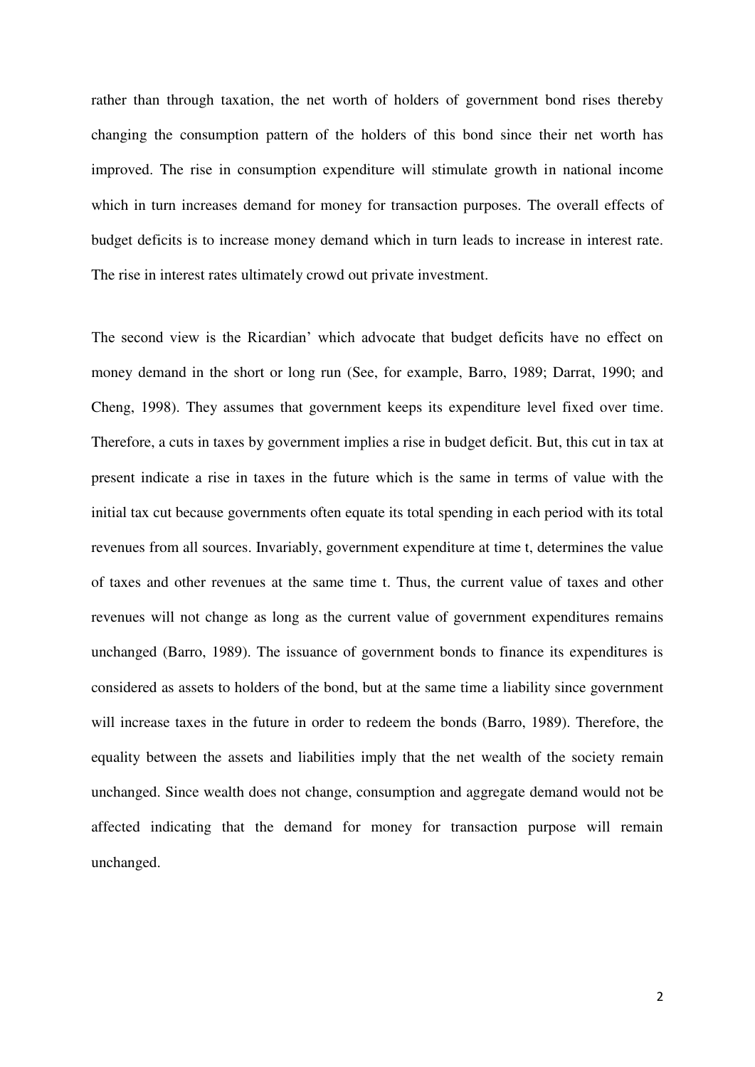rather than through taxation, the net worth of holders of government bond rises thereby changing the consumption pattern of the holders of this bond since their net worth has improved. The rise in consumption expenditure will stimulate growth in national income which in turn increases demand for money for transaction purposes. The overall effects of budget deficits is to increase money demand which in turn leads to increase in interest rate. The rise in interest rates ultimately crowd out private investment.

The second view is the Ricardian' which advocate that budget deficits have no effect on money demand in the short or long run (See, for example, Barro, 1989; Darrat, 1990; and Cheng, 1998). They assumes that government keeps its expenditure level fixed over time. Therefore, a cuts in taxes by government implies a rise in budget deficit. But, this cut in tax at present indicate a rise in taxes in the future which is the same in terms of value with the initial tax cut because governments often equate its total spending in each period with its total revenues from all sources. Invariably, government expenditure at time t, determines the value of taxes and other revenues at the same time t. Thus, the current value of taxes and other revenues will not change as long as the current value of government expenditures remains unchanged (Barro, 1989). The issuance of government bonds to finance its expenditures is considered as assets to holders of the bond, but at the same time a liability since government will increase taxes in the future in order to redeem the bonds (Barro, 1989). Therefore, the equality between the assets and liabilities imply that the net wealth of the society remain unchanged. Since wealth does not change, consumption and aggregate demand would not be affected indicating that the demand for money for transaction purpose will remain unchanged.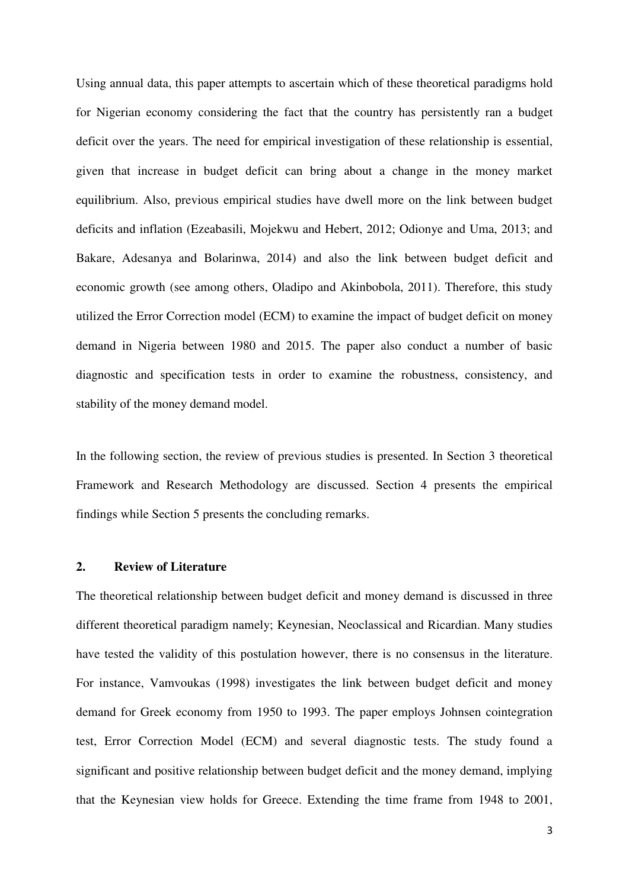Using annual data, this paper attempts to ascertain which of these theoretical paradigms hold for Nigerian economy considering the fact that the country has persistently ran a budget deficit over the years. The need for empirical investigation of these relationship is essential, given that increase in budget deficit can bring about a change in the money market equilibrium. Also, previous empirical studies have dwell more on the link between budget deficits and inflation (Ezeabasili, Mojekwu and Hebert, 2012; Odionye and Uma, 2013; and Bakare, Adesanya and Bolarinwa, 2014) and also the link between budget deficit and economic growth (see among others, Oladipo and Akinbobola, 2011). Therefore, this study utilized the Error Correction model (ECM) to examine the impact of budget deficit on money demand in Nigeria between 1980 and 2015. The paper also conduct a number of basic diagnostic and specification tests in order to examine the robustness, consistency, and stability of the money demand model.

In the following section, the review of previous studies is presented. In Section 3 theoretical Framework and Research Methodology are discussed. Section 4 presents the empirical findings while Section 5 presents the concluding remarks.

## 2. Review of Literature

The theoretical relationship between budget deficit and money demand is discussed in three different theoretical paradigm namely; Keynesian, Neoclassical and Ricardian. Many studies have tested the validity of this postulation however, there is no consensus in the literature. For instance, Vamvoukas (1998) investigates the link between budget deficit and money demand for Greek economy from 1950 to 1993. The paper employs Johnsen cointegration test, Error Correction Model (ECM) and several diagnostic tests. The study found a significant and positive relationship between budget deficit and the money demand, implying that the Keynesian view holds for Greece. Extending the time frame from 1948 to 2001,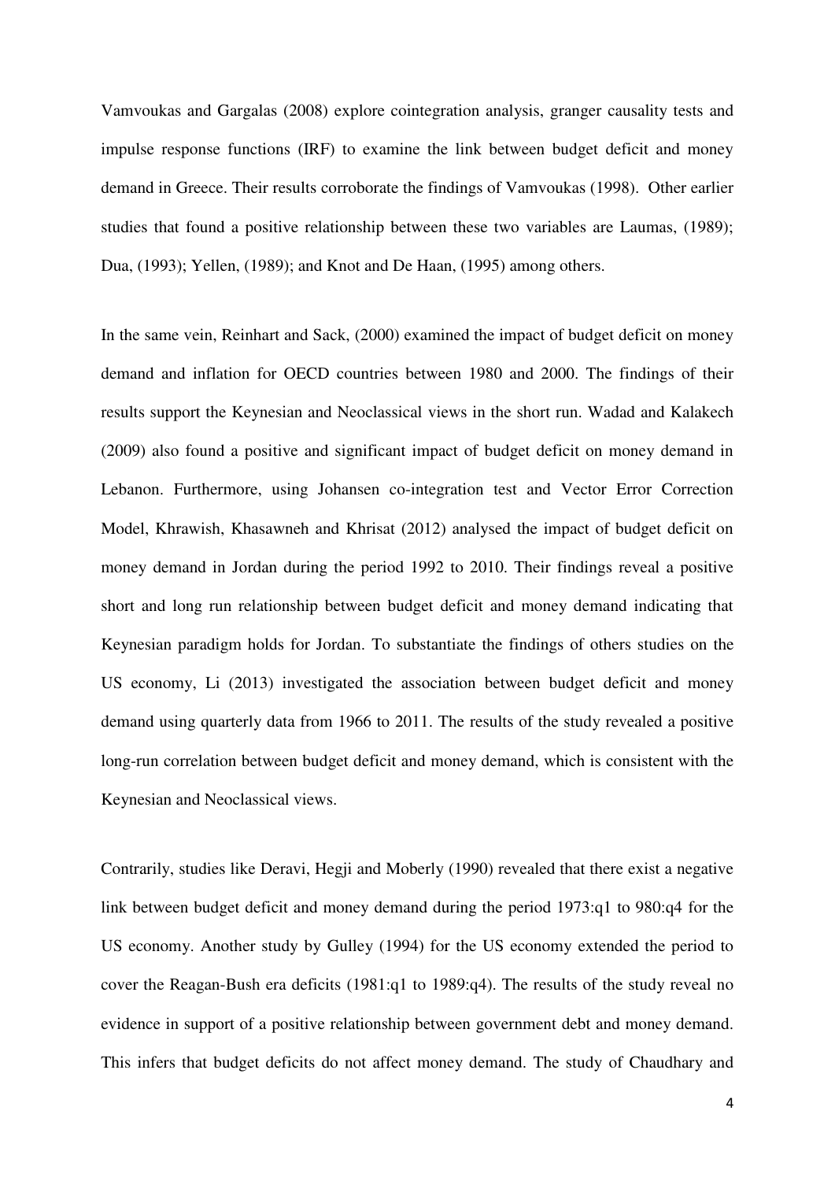Vamvoukas and Gargalas (2008) explore cointegration analysis, granger causality tests and impulse response functions (IRF) to examine the link between budget deficit and money demand in Greece. Their results corroborate the findings of Vamvoukas (1998). Other earlier studies that found a positive relationship between these two variables are Laumas, (1989); Dua, (1993); Yellen, (1989); and Knot and De Haan, (1995) among others.

In the same vein, Reinhart and Sack, (2000) examined the impact of budget deficit on money demand and inflation for OECD countries between 1980 and 2000. The findings of their results support the Keynesian and Neoclassical views in the short run. Wadad and Kalakech (2009) also found a positive and significant impact of budget deficit on money demand in Lebanon. Furthermore, using Johansen co-integration test and Vector Error Correction Model, Khrawish, Khasawneh and Khrisat (2012) analysed the impact of budget deficit on money demand in Jordan during the period 1992 to 2010. Their findings reveal a positive short and long run relationship between budget deficit and money demand indicating that Keynesian paradigm holds for Jordan. To substantiate the findings of others studies on the US economy, Li (2013) investigated the association between budget deficit and money demand using quarterly data from 1966 to 2011. The results of the study revealed a positive long-run correlation between budget deficit and money demand, which is consistent with the Keynesian and Neoclassical views.

Contrarily, studies like Deravi, Hegji and Moberly (1990) revealed that there exist a negative link between budget deficit and money demand during the period 1973:q1 to 980:q4 for the US economy. Another study by Gulley (1994) for the US economy extended the period to cover the Reagan-Bush era deficits (1981:q1 to 1989:q4). The results of the study reveal no evidence in support of a positive relationship between government debt and money demand. This infers that budget deficits do not affect money demand. The study of Chaudhary and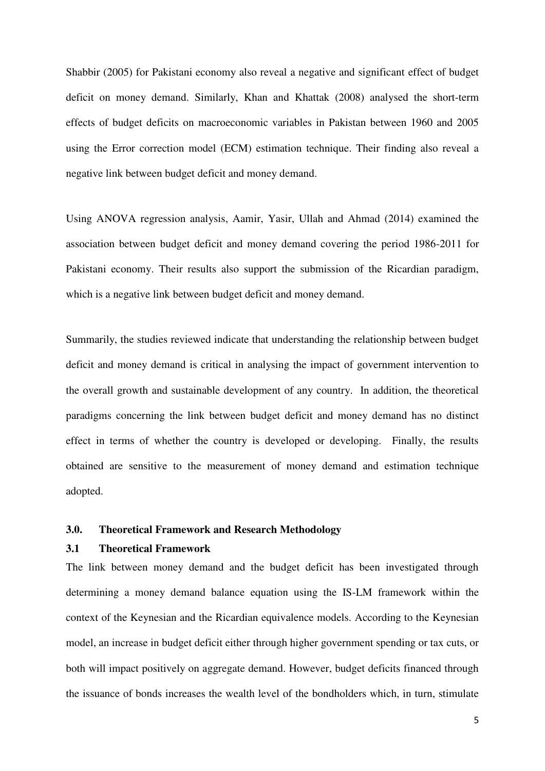Shabbir (2005) for Pakistani economy also reveal a negative and significant effect of budget deficit on money demand. Similarly, Khan and Khattak (2008) analysed the short-term effects of budget deficits on macroeconomic variables in Pakistan between 1960 and 2005 using the Error correction model (ECM) estimation technique. Their finding also reveal a negative link between budget deficit and money demand.

Using ANOVA regression analysis, Aamir, Yasir, Ullah and Ahmad (2014) examined the association between budget deficit and money demand covering the period 1986-2011 for Pakistani economy. Their results also support the submission of the Ricardian paradigm, which is a negative link between budget deficit and money demand.

Summarily, the studies reviewed indicate that understanding the relationship between budget deficit and money demand is critical in analysing the impact of government intervention to the overall growth and sustainable development of any country. In addition, the theoretical paradigms concerning the link between budget deficit and money demand has no distinct effect in terms of whether the country is developed or developing. Finally, the results obtained are sensitive to the measurement of money demand and estimation technique adopted.

## 3.0. Theoretical Framework and Research Methodology

### 3.1 Theoretical Framework

The link between money demand and the budget deficit has been investigated through determining a money demand balance equation using the IS-LM framework within the context of the Keynesian and the Ricardian equivalence models. According to the Keynesian model, an increase in budget deficit either through higher government spending or tax cuts, or both will impact positively on aggregate demand. However, budget deficits financed through the issuance of bonds increases the wealth level of the bondholders which, in turn, stimulate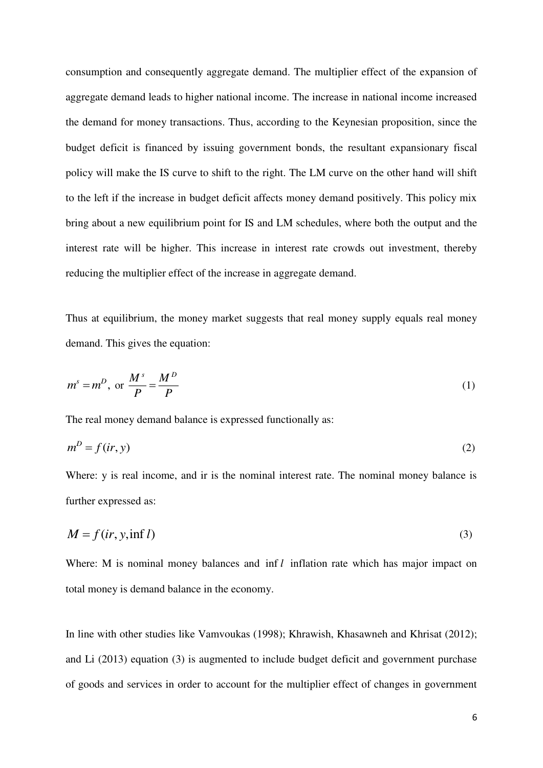consumption and consequently aggregate demand. The multiplier effect of the expansion of aggregate demand leads to higher national income. The increase in national income increased the demand for money transactions. Thus, according to the Keynesian proposition, since the budget deficit is financed by issuing government bonds, the resultant expansionary fiscal policy will make the IS curve to shift to the right. The LM curve on the other hand will shift to the left if the increase in budget deficit affects money demand positively. This policy mix bring about a new equilibrium point for IS and LM schedules, where both the output and the interest rate will be higher. This increase in interest rate crowds out investment, thereby reducing the multiplier effect of the increase in aggregate demand.

Thus at equilibrium, the money market suggests that real money supply equals real money demand. This gives the equation:

$$m^s = m^D, \text{ or } \frac{M^s}{P} = \frac{M^D}{P} \tag{1}$$

The real money demand balance is expressed functionally as:

$$m^D = f(ir, y) \tag{2}$$

Where: y is real income, and ir is the nominal interest rate. The nominal money balance is further expressed as:

$$M = f(ir, y, \inf l) \tag{3}$$

Where: M is nominal money balances and $\inf l$ inflation rate which has major impact on total money is demand balance in the economy.

In line with other studies like Vamvoukas (1998); Khrawish, Khasawneh and Khrisat (2012); and Li (2013) equation (3) is augmented to include budget deficit and government purchase of goods and services in order to account for the multiplier effect of changes in government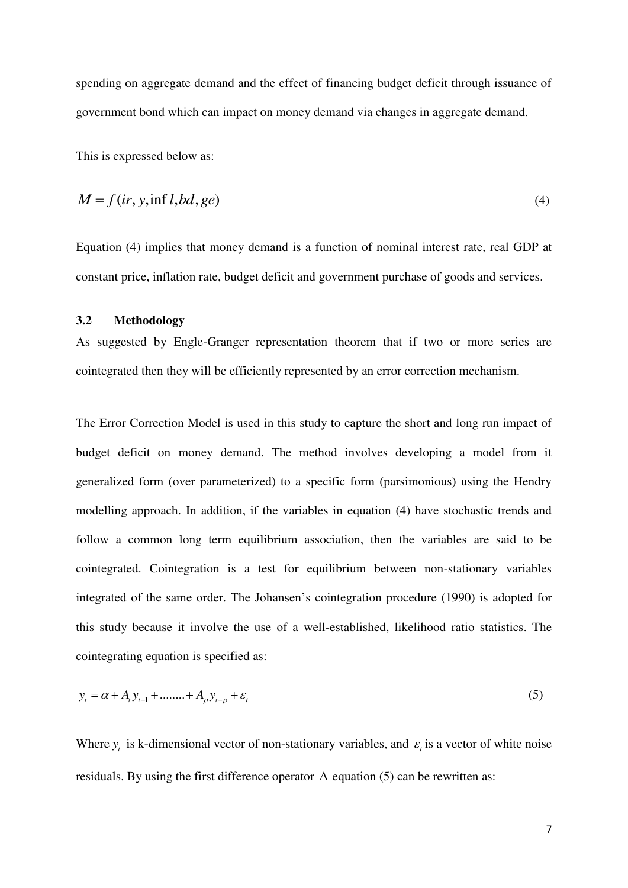spending on aggregate demand and the effect of financing budget deficit through issuance of government bond which can impact on money demand via changes in aggregate demand.

This is expressed below as:

$$M = f(ir, y, \inf l, bd, ge) \tag{4}$$

Equation (4) implies that money demand is a function of nominal interest rate, real GDP at constant price, inflation rate, budget deficit and government purchase of goods and services.

### 3.2 Methodology

As suggested by Engle-Granger representation theorem that if two or more series are cointegrated then they will be efficiently represented by an error correction mechanism.

The Error Correction Model is used in this study to capture the short and long run impact of budget deficit on money demand. The method involves developing a model from it generalized form (over parameterized) to a specific form (parsimonious) using the Hendry modelling approach. In addition, if the variables in equation (4) have stochastic trends and follow a common long term equilibrium association, then the variables are said to be cointegrated. Cointegration is a test for equilibrium between non-stationary variables integrated of the same order. The Johansen's cointegration procedure (1990) is adopted for this study because it involve the use of a well-established, likelihood ratio statistics. The cointegrating equation is specified as:

$$y_t = \alpha + A_t y_{t-1} + ........ + A_\rho y_{t-\rho} + \varepsilon_t \tag{5}$$

Where $y_t$ is k-dimensional vector of non-stationary variables, and $\varepsilon_t$ is a vector of white noise residuals. By using the first difference operator $\Delta$ equation (5) can be rewritten as: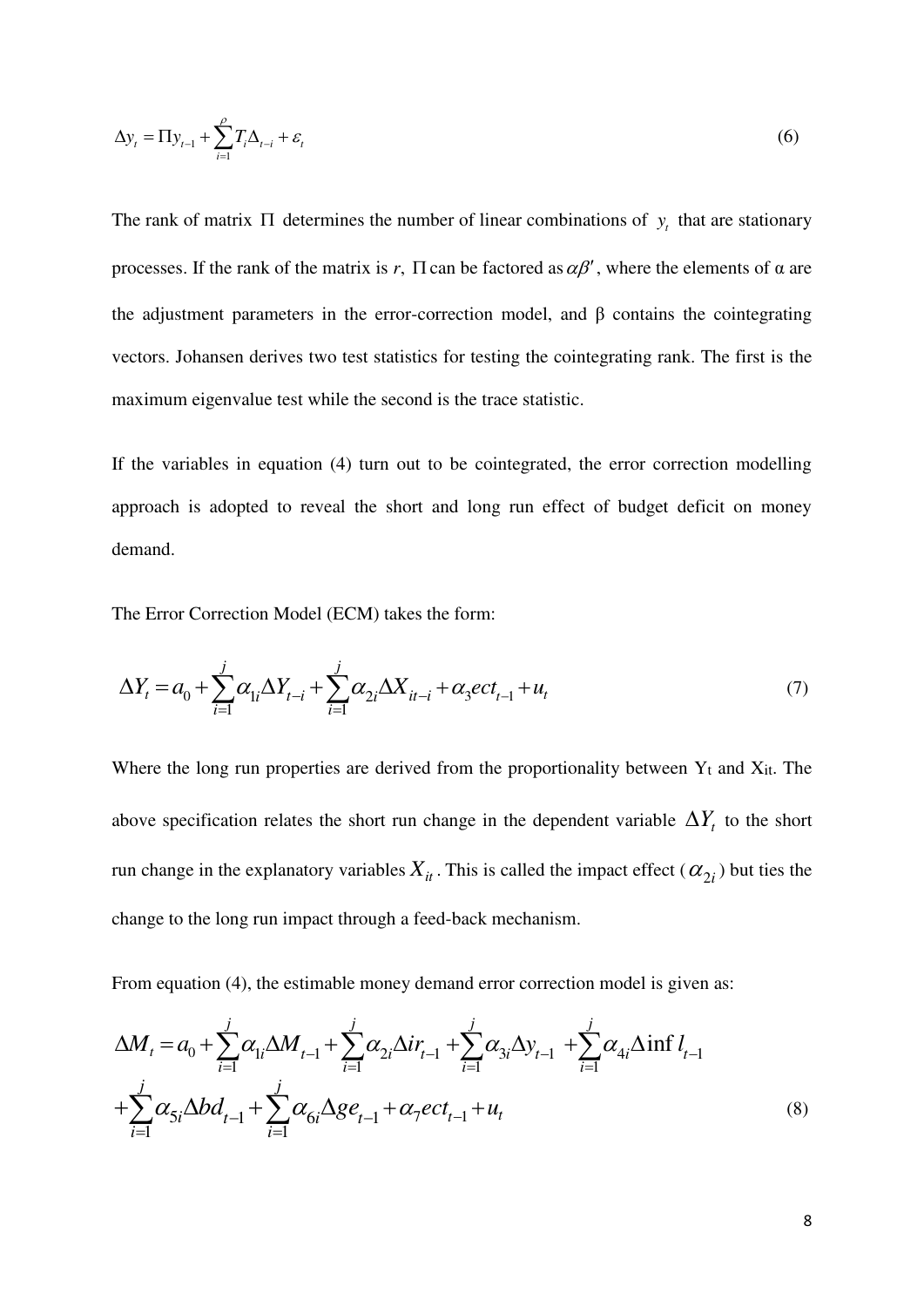$$\Delta y_t = \Pi y_{t-1} + \sum_{i=1}^{\rho} T_i \Delta_{t-i} + \varepsilon_t \tag{6}$$

The rank of matrix $\Pi$ determines the number of linear combinations of $y_t$ that are stationary processes. If the rank of the matrix is *r*, $\Pi$ can be factored as $\alpha\beta'$, where the elements of α are the adjustment parameters in the error-correction model, and β contains the cointegrating vectors. Johansen derives two test statistics for testing the cointegrating rank. The first is the maximum eigenvalue test while the second is the trace statistic.

If the variables in equation (4) turn out to be cointegrated, the error correction modelling approach is adopted to reveal the short and long run effect of budget deficit on money demand.

The Error Correction Model (ECM) takes the form:

$$\Delta Y_t = a_0 + \sum_{i=1}^{j} \alpha_{1i} \Delta Y_{t-i} + \sum_{i=1}^{j} \alpha_{2i} \Delta X_{it-i} + \alpha_3 ect_{t-1} + u_t \tag{7}$$

Where the long run properties are derived from the proportionality between $Y_t$ and $X_{it}$. The above specification relates the short run change in the dependent variable $\Delta Y_t$ to the short run change in the explanatory variables $X_{it}$. This is called the impact effect ($\alpha_{2i}$) but ties the change to the long run impact through a feed-back mechanism.

From equation (4), the estimable money demand error correction model is given as:

$$\Delta M_t = a_0 + \sum_{i=1}^{j} \alpha_{1i} \Delta M_{t-1} + \sum_{i=1}^{j} \alpha_{2i} \Delta ir_{t-1} + \sum_{i=1}^{j} \alpha_{3i} \Delta y_{t-1} + \sum_{i=1}^{j} \alpha_{4i} \Delta \inf l_{t-1}$$
$$+ \sum_{i=1}^{j} \alpha_{5i} \Delta bd_{t-1} + \sum_{i=1}^{j} \alpha_{6i} \Delta ge_{t-1} + \alpha_7 ect_{t-1} + u_t \tag{8}$$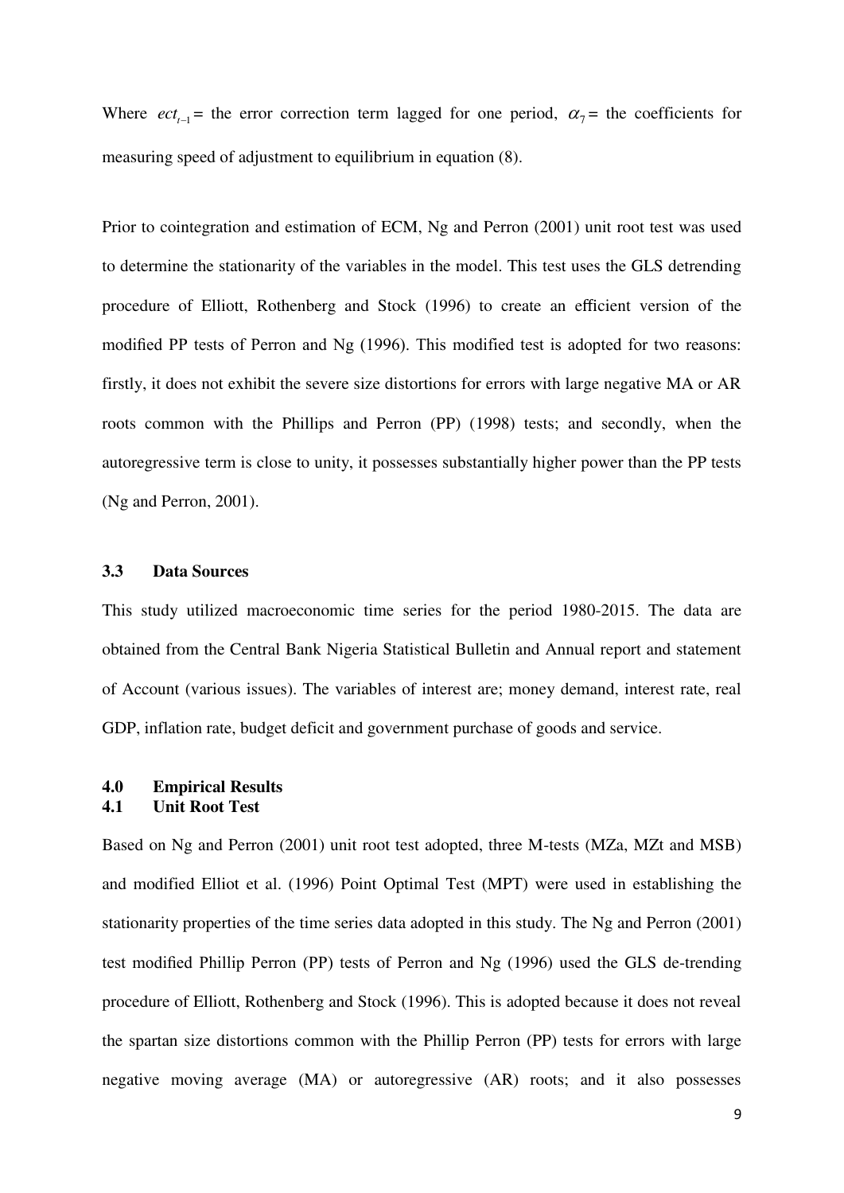Where $ect_{t-1}$ = the error correction term lagged for one period, $\alpha_7$ = the coefficients for measuring speed of adjustment to equilibrium in equation (8).

Prior to cointegration and estimation of ECM, Ng and Perron (2001) unit root test was used to determine the stationarity of the variables in the model. This test uses the GLS detrending procedure of Elliott, Rothenberg and Stock (1996) to create an efficient version of the modified PP tests of Perron and Ng (1996). This modified test is adopted for two reasons: firstly, it does not exhibit the severe size distortions for errors with large negative MA or AR roots common with the Phillips and Perron (PP) (1998) tests; and secondly, when the autoregressive term is close to unity, it possesses substantially higher power than the PP tests (Ng and Perron, 2001).

### 3.3 Data Sources

This study utilized macroeconomic time series for the period 1980-2015. The data are obtained from the Central Bank Nigeria Statistical Bulletin and Annual report and statement of Account (various issues). The variables of interest are; money demand, interest rate, real GDP, inflation rate, budget deficit and government purchase of goods and service.

## 4.0 Empirical Results

### 4.1 Unit Root Test

Based on Ng and Perron (2001) unit root test adopted, three M-tests (MZa, MZt and MSB) and modified Elliot et al. (1996) Point Optimal Test (MPT) were used in establishing the stationarity properties of the time series data adopted in this study. The Ng and Perron (2001) test modified Phillip Perron (PP) tests of Perron and Ng (1996) used the GLS de-trending procedure of Elliott, Rothenberg and Stock (1996). This is adopted because it does not reveal the spartan size distortions common with the Phillip Perron (PP) tests for errors with large negative moving average (MA) or autoregressive (AR) roots; and it also possesses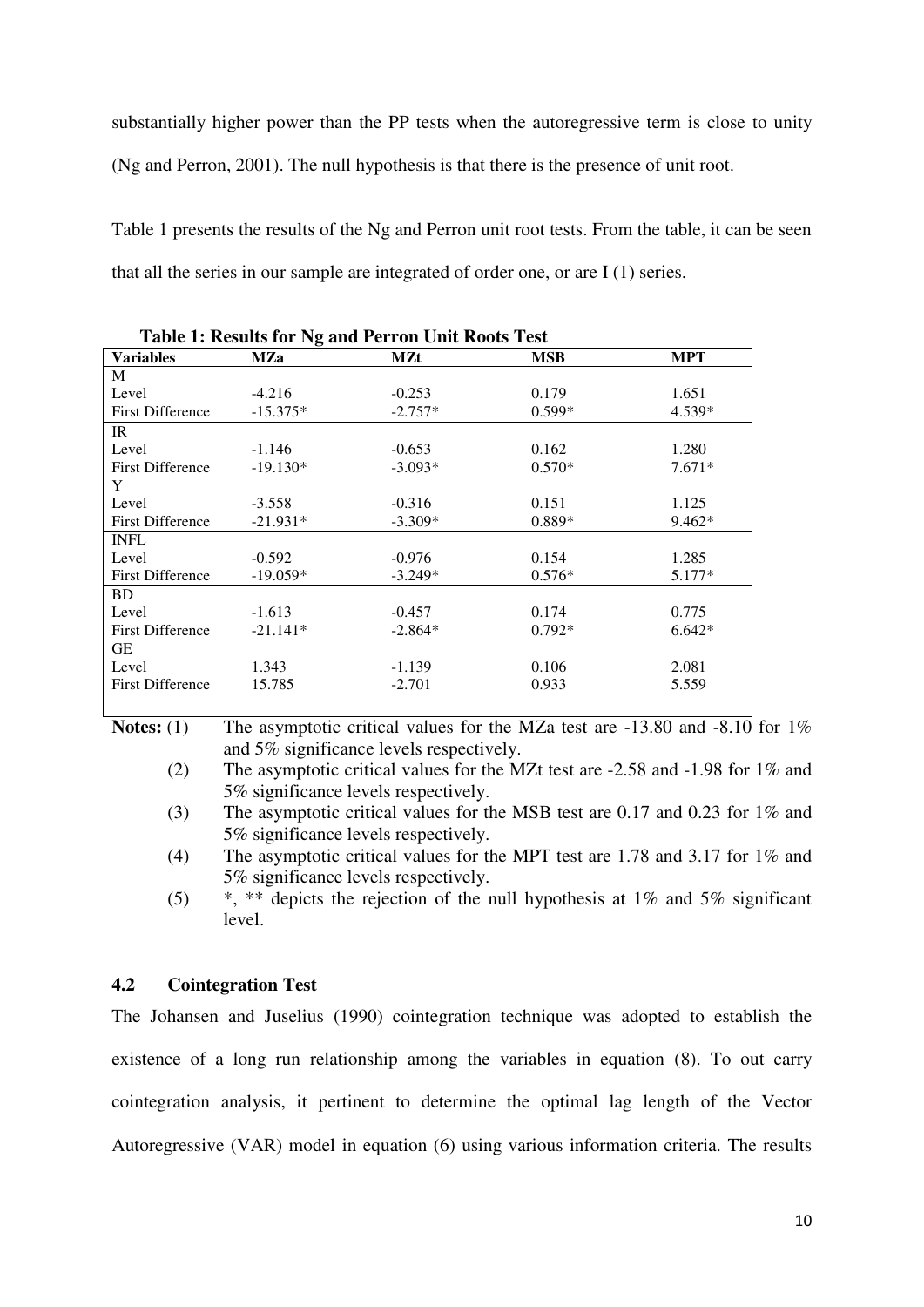substantially higher power than the PP tests when the autoregressive term is close to unity (Ng and Perron, 2001). The null hypothesis is that there is the presence of unit root.

Table 1 presents the results of the Ng and Perron unit root tests. From the table, it can be seen that all the series in our sample are integrated of order one, or are I (1) series.

**Table 1: Results for Ng and Perron Unit Roots Test**

| Variables | MZa | MZt | MSB | MPT |
|---|---|---|---|---|
| M | | | | |
| Level | -4.216 | -0.253 | 0.179 | 1.651 |
| First Difference | -15.375* | -2.757* | 0.599* | 4.539* |
| IR | | | | |
| Level | -1.146 | -0.653 | 0.162 | 1.280 |
| First Difference | -19.130* | -3.093* | 0.570* | 7.671* |
| Y | | | | |
| Level | -3.558 | -0.316 | 0.151 | 1.125 |
| First Difference | -21.931* | -3.309* | 0.889* | 9.462* |
| INFL | | | | |
| Level | -0.592 | -0.976 | 0.154 | 1.285 |
| First Difference | -19.059* | -3.249* | 0.576* | 5.177* |
| BD | | | | |
| Level | -1.613 | -0.457 | 0.174 | 0.775 |
| First Difference | -21.141* | -2.864* | 0.792* | 6.642* |
| GE | | | | |
| Level | 1.343 | -1.139 | 0.106 | 2.081 |
| First Difference | 15.785 | -2.701 | 0.933 | 5.559 |

**Notes:** (1) The asymptotic critical values for the MZa test are -13.80 and -8.10 for 1% and 5% significance levels respectively.

(2) The asymptotic critical values for the MZt test are -2.58 and -1.98 for 1% and 5% significance levels respectively.

(3) The asymptotic critical values for the MSB test are 0.17 and 0.23 for 1% and 5% significance levels respectively.

(4) The asymptotic critical values for the MPT test are 1.78 and 3.17 for 1% and 5% significance levels respectively.

(5) *, ** depicts the rejection of the null hypothesis at 1% and 5% significant level.

### 4.2 Cointegration Test

The Johansen and Juselius (1990) cointegration technique was adopted to establish the existence of a long run relationship among the variables in equation (8). To out carry cointegration analysis, it pertinent to determine the optimal lag length of the Vector Autoregressive (VAR) model in equation (6) using various information criteria. The results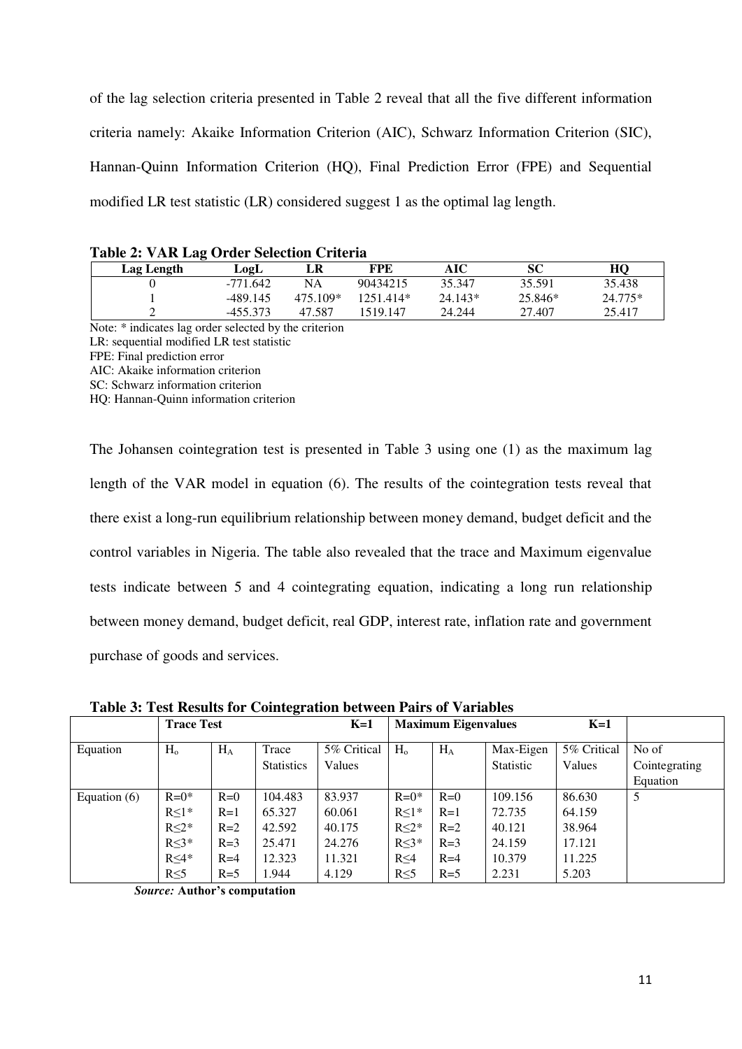of the lag selection criteria presented in Table 2 reveal that all the five different information criteria namely: Akaike Information Criterion (AIC), Schwarz Information Criterion (SIC), Hannan-Quinn Information Criterion (HQ), Final Prediction Error (FPE) and Sequential modified LR test statistic (LR) considered suggest 1 as the optimal lag length.

**Table 2: VAR Lag Order Selection Criteria**

| Lag Length | LogL | LR | FPE | AIC | SC | HQ |
|---|---|---|---|---|---|---|
| 0 | -771.642 | NA | 90434215 | 35.347 | 35.591 | 35.438 |
| 1 | -489.145 | 475.109* | 1251.414* | 24.143* | 25.846* | 24.775* |
| 2 | -455.373 | 47.587 | 1519.147 | 24.244 | 27.407 | 25.417 |

Note: * indicates lag order selected by the criterion
LR: sequential modified LR test statistic
FPE: Final prediction error
AIC: Akaike information criterion
SC: Schwarz information criterion
HQ: Hannan-Quinn information criterion

The Johansen cointegration test is presented in Table 3 using one (1) as the maximum lag length of the VAR model in equation (6). The results of the cointegration tests reveal that there exist a long-run equilibrium relationship between money demand, budget deficit and the control variables in Nigeria. The table also revealed that the trace and Maximum eigenvalue tests indicate between 5 and 4 cointegrating equation, indicating a long run relationship between money demand, budget deficit, real GDP, interest rate, inflation rate and government purchase of goods and services.

**Table 3: Test Results for Cointegration between Pairs of Variables**

| | **Trace Test** | | | **K=1** | **Maximum Eigenvalues** | | | **K=1** | |
|---|---|---|---|---|---|---|---|---|---|
| Equation | $H_o$ | $H_A$ | Trace Statistics | 5% Critical Values | $H_o$ | $H_A$ | Max-Eigen Statistic | 5% Critical Values | No of Cointegrating Equation |
| Equation (6) | R=0* | R=0 | 104.483 | 83.937 | R=0* | R=0 | 109.156 | 86.630 | 5 |
| | R≤1* | R=1 | 65.327 | 60.061 | R≤1* | R=1 | 72.735 | 64.159 | |
| | R≤2* | R=2 | 42.592 | 40.175 | R≤2* | R=2 | 40.121 | 38.964 | |
| | R≤3* | R=3 | 25.471 | 24.276 | R≤3* | R=3 | 24.159 | 17.121 | |
| | R≤4* | R=4 | 12.323 | 11.321 | R≤4 | R=4 | 10.379 | 11.225 | |
| | R≤5 | R=5 | 1.944 | 4.129 | R≤5 | R=5 | 2.231 | 5.203 | |

*Source:* **Author's computation**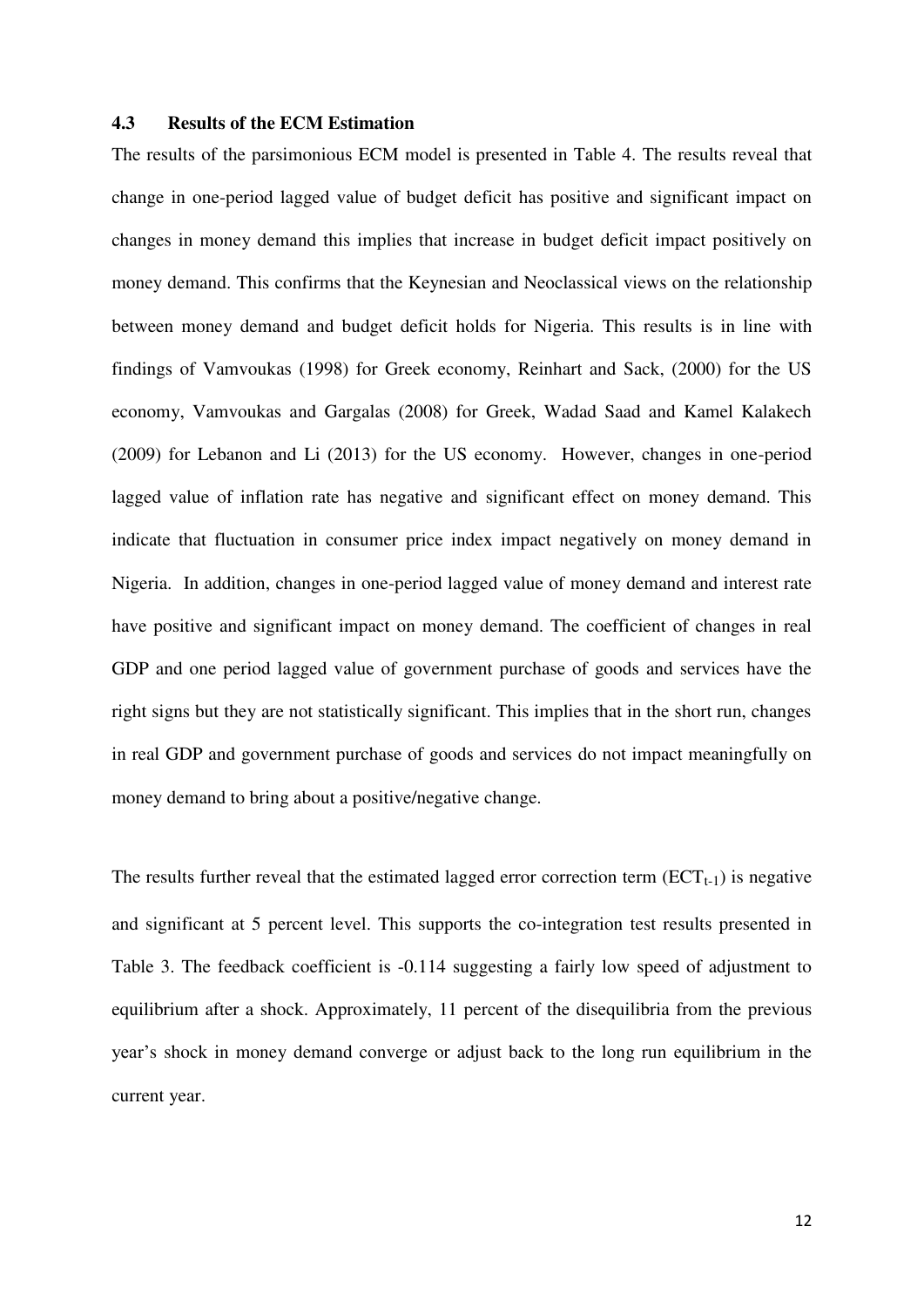### 4.3 Results of the ECM Estimation

The results of the parsimonious ECM model is presented in Table 4. The results reveal that change in one-period lagged value of budget deficit has positive and significant impact on changes in money demand this implies that increase in budget deficit impact positively on money demand. This confirms that the Keynesian and Neoclassical views on the relationship between money demand and budget deficit holds for Nigeria. This results is in line with findings of Vamvoukas (1998) for Greek economy, Reinhart and Sack, (2000) for the US economy, Vamvoukas and Gargalas (2008) for Greek, Wadad Saad and Kamel Kalakech (2009) for Lebanon and Li (2013) for the US economy. However, changes in one-period lagged value of inflation rate has negative and significant effect on money demand. This indicate that fluctuation in consumer price index impact negatively on money demand in Nigeria. In addition, changes in one-period lagged value of money demand and interest rate have positive and significant impact on money demand. The coefficient of changes in real GDP and one period lagged value of government purchase of goods and services have the right signs but they are not statistically significant. This implies that in the short run, changes in real GDP and government purchase of goods and services do not impact meaningfully on money demand to bring about a positive/negative change.

The results further reveal that the estimated lagged error correction term ($ECT_{t-1}$) is negative and significant at 5 percent level. This supports the co-integration test results presented in Table 3. The feedback coefficient is -0.114 suggesting a fairly low speed of adjustment to equilibrium after a shock. Approximately, 11 percent of the disequilibria from the previous year's shock in money demand converge or adjust back to the long run equilibrium in the current year.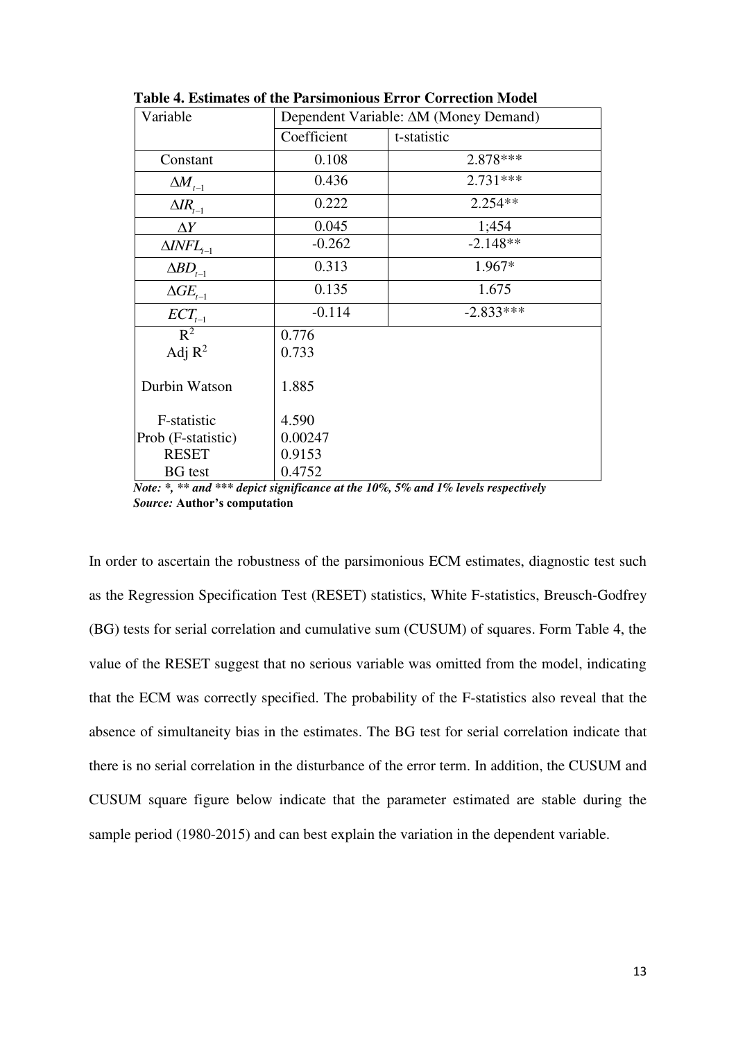**Table 4. Estimates of the Parsimonious Error Correction Model**

| Variable | Dependent Variable: ΔM (Money Demand) | |
|---|---|---|
| | Coefficient | t-statistic |
| Constant | 0.108 | 2.878*** |
| $\Delta M_{t-1}$ | 0.436 | 2.731*** |
| $\Delta IR_{t-1}$ | 0.222 | 2.254** |
| $\Delta Y$ | 0.045 | 1;454 |
| $\Delta INFL_{t-1}$ | -0.262 | -2.148** |
| $\Delta BD_{t-1}$ | 0.313 | 1.967* |
| $\Delta GE_{t-1}$ | 0.135 | 1.675 |
| $ECT_{t-1}$ | -0.114 | -2.833*** |
| $R^2$ | 0.776 | |
| Adj $R^2$ | 0.733 | |
| Durbin Watson | 1.885 | |
| F-statistic | 4.590 | |
| Prob (F-statistic) | 0.00247 | |
| RESET | 0.9153 | |
| BG test | 0.4752 | |

***Note: \*, \*\* and \*\*\* depict significance at the 10%, 5% and 1% levels respectively***

***Source:*** **Author's computation**

In order to ascertain the robustness of the parsimonious ECM estimates, diagnostic test such as the Regression Specification Test (RESET) statistics, White F-statistics, Breusch-Godfrey (BG) tests for serial correlation and cumulative sum (CUSUM) of squares. Form Table 4, the value of the RESET suggest that no serious variable was omitted from the model, indicating that the ECM was correctly specified. The probability of the F-statistics also reveal that the absence of simultaneity bias in the estimates. The BG test for serial correlation indicate that there is no serial correlation in the disturbance of the error term. In addition, the CUSUM and CUSUM square figure below indicate that the parameter estimated are stable during the sample period (1980-2015) and can best explain the variation in the dependent variable.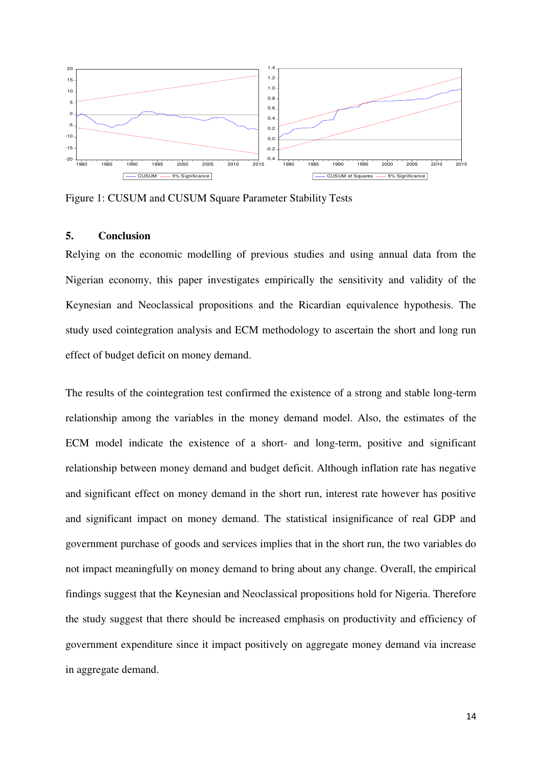Figure 1: CUSUM and CUSUM Square Parameter Stability Tests

## 5. Conclusion

Relying on the economic modelling of previous studies and using annual data from the Nigerian economy, this paper investigates empirically the sensitivity and validity of the Keynesian and Neoclassical propositions and the Ricardian equivalence hypothesis. The study used cointegration analysis and ECM methodology to ascertain the short and long run effect of budget deficit on money demand.

The results of the cointegration test confirmed the existence of a strong and stable long-term relationship among the variables in the money demand model. Also, the estimates of the ECM model indicate the existence of a short- and long-term, positive and significant relationship between money demand and budget deficit. Although inflation rate has negative and significant effect on money demand in the short run, interest rate however has positive and significant impact on money demand. The statistical insignificance of real GDP and government purchase of goods and services implies that in the short run, the two variables do not impact meaningfully on money demand to bring about any change. Overall, the empirical findings suggest that the Keynesian and Neoclassical propositions hold for Nigeria. Therefore the study suggest that there should be increased emphasis on productivity and efficiency of government expenditure since it impact positively on aggregate money demand via increase in aggregate demand.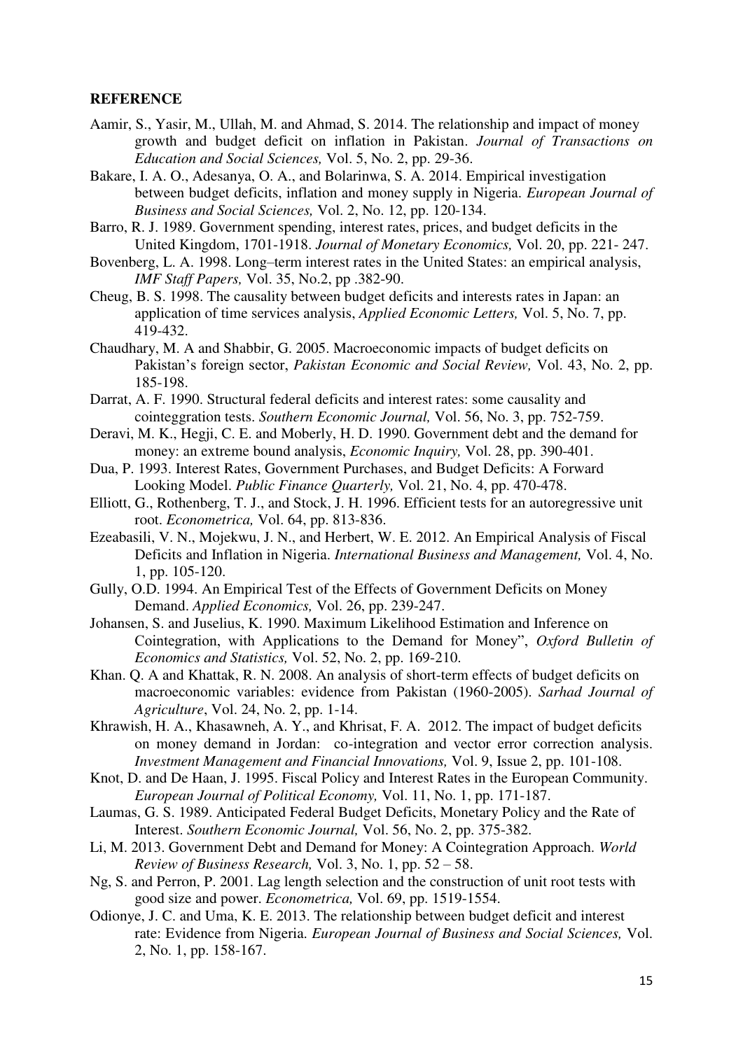**REFERENCE**

Aamir, S., Yasir, M., Ullah, M. and Ahmad, S. 2014. The relationship and impact of money growth and budget deficit on inflation in Pakistan. *Journal of Transactions on Education and Social Sciences,* Vol. 5, No. 2, pp. 29-36.

Bakare, I. A. O., Adesanya, O. A., and Bolarinwa, S. A. 2014. Empirical investigation between budget deficits, inflation and money supply in Nigeria. *European Journal of Business and Social Sciences,* Vol. 2, No. 12, pp. 120-134.

Barro, R. J. 1989. Government spending, interest rates, prices, and budget deficits in the United Kingdom, 1701-1918. *Journal of Monetary Economics,* Vol. 20, pp. 221- 247.

Bovenberg, L. A. 1998. Long–term interest rates in the United States: an empirical analysis, *IMF Staff Papers,* Vol. 35, No.2, pp .382-90.

Cheug, B. S. 1998. The causality between budget deficits and interests rates in Japan: an application of time services analysis, *Applied Economic Letters,* Vol. 5, No. 7, pp. 419-432.

Chaudhary, M. A and Shabbir, G. 2005. Macroeconomic impacts of budget deficits on Pakistan's foreign sector, *Pakistan Economic and Social Review,* Vol. 43, No. 2, pp. 185-198.

Darrat, A. F. 1990. Structural federal deficits and interest rates: some causality and cointeggration tests. *Southern Economic Journal,* Vol. 56, No. 3, pp. 752-759.

Deravi, M. K., Hegji, C. E. and Moberly, H. D. 1990. Government debt and the demand for money: an extreme bound analysis, *Economic Inquiry,* Vol. 28, pp. 390-401.

Dua, P. 1993. Interest Rates, Government Purchases, and Budget Deficits: A Forward Looking Model. *Public Finance Quarterly,* Vol. 21, No. 4, pp. 470-478.

Elliott, G., Rothenberg, T. J., and Stock, J. H. 1996. Efficient tests for an autoregressive unit root. *Econometrica,* Vol. 64, pp. 813-836.

Ezeabasili, V. N., Mojekwu, J. N., and Herbert, W. E. 2012. An Empirical Analysis of Fiscal Deficits and Inflation in Nigeria. *International Business and Management,* Vol. 4, No. 1, pp. 105-120.

Gully, O.D. 1994. An Empirical Test of the Effects of Government Deficits on Money Demand. *Applied Economics,* Vol. 26, pp. 239-247.

Johansen, S. and Juselius, K. 1990. Maximum Likelihood Estimation and Inference on Cointegration, with Applications to the Demand for Money", *Oxford Bulletin of Economics and Statistics,* Vol. 52, No. 2, pp. 169-210.

Khan. Q. A and Khattak, R. N. 2008. An analysis of short-term effects of budget deficits on macroeconomic variables: evidence from Pakistan (1960-2005). *Sarhad Journal of Agriculture*, Vol. 24, No. 2, pp. 1-14.

Khrawish, H. A., Khasawneh, A. Y., and Khrisat, F. A. 2012. The impact of budget deficits on money demand in Jordan: co-integration and vector error correction analysis. *Investment Management and Financial Innovations,* Vol. 9, Issue 2, pp. 101-108.

Knot, D. and De Haan, J. 1995. Fiscal Policy and Interest Rates in the European Community. *European Journal of Political Economy,* Vol. 11, No. 1, pp. 171-187.

Laumas, G. S. 1989. Anticipated Federal Budget Deficits, Monetary Policy and the Rate of Interest. *Southern Economic Journal,* Vol. 56, No. 2, pp. 375-382.

Li, M. 2013. Government Debt and Demand for Money: A Cointegration Approach. *World Review of Business Research,* Vol. 3, No. 1, pp. 52 – 58.

Ng, S. and Perron, P. 2001. Lag length selection and the construction of unit root tests with good size and power. *Econometrica,* Vol. 69, pp. 1519-1554.

Odionye, J. C. and Uma, K. E. 2013. The relationship between budget deficit and interest rate: Evidence from Nigeria. *European Journal of Business and Social Sciences,* Vol. 2, No. 1, pp. 158-167.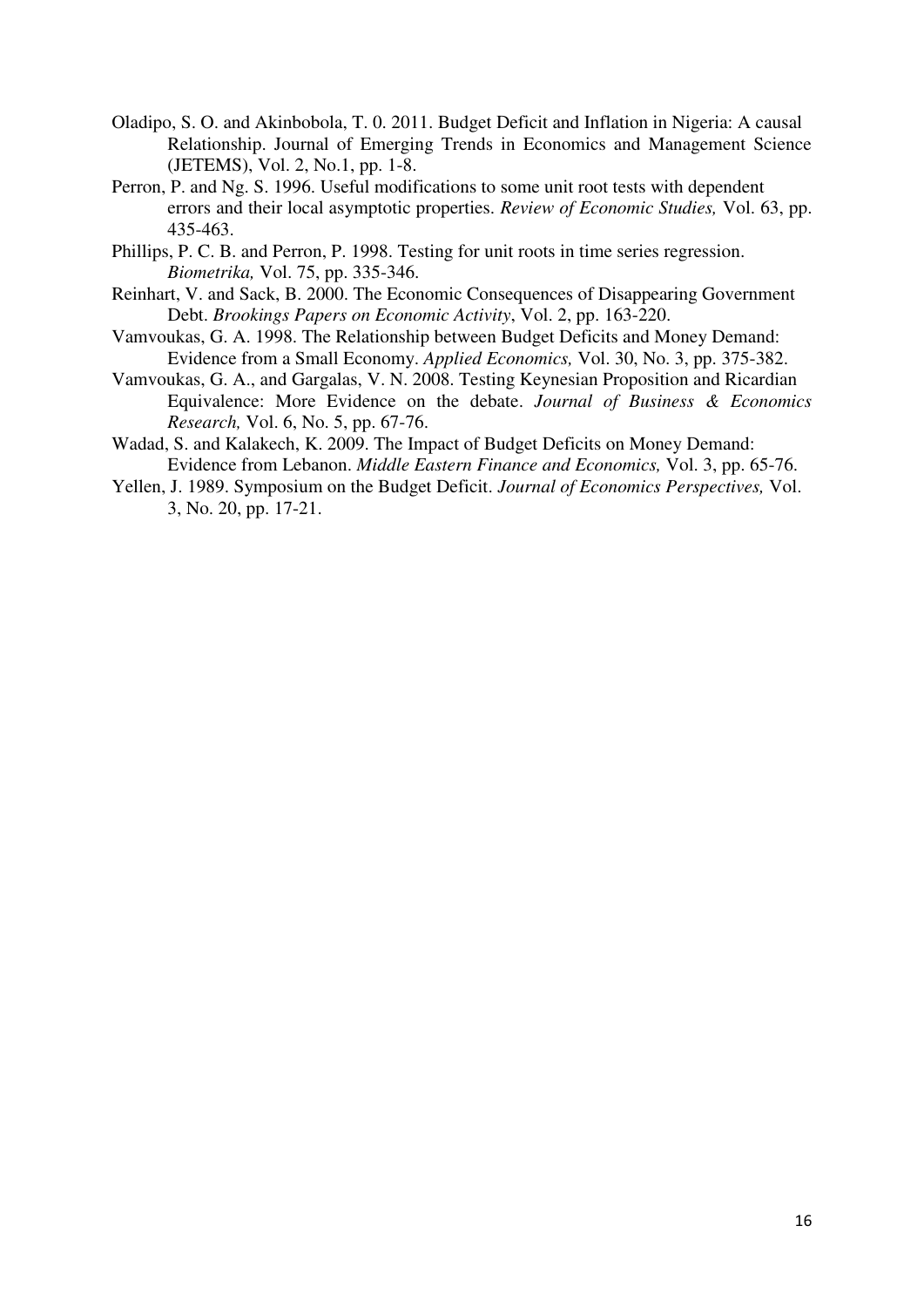Oladipo, S. O. and Akinbobola, T. 0. 2011. Budget Deficit and Inflation in Nigeria: A causal Relationship. Journal of Emerging Trends in Economics and Management Science (JETEMS), Vol. 2, No.1, pp. 1-8.

Perron, P. and Ng. S. 1996. Useful modifications to some unit root tests with dependent errors and their local asymptotic properties. *Review of Economic Studies,* Vol. 63, pp. 435-463.

Phillips, P. C. B. and Perron, P. 1998. Testing for unit roots in time series regression. *Biometrika,* Vol. 75, pp. 335-346.

Reinhart, V. and Sack, B. 2000. The Economic Consequences of Disappearing Government Debt. *Brookings Papers on Economic Activity*, Vol. 2, pp. 163-220.

Vamvoukas, G. A. 1998. The Relationship between Budget Deficits and Money Demand: Evidence from a Small Economy. *Applied Economics,* Vol. 30, No. 3, pp. 375-382.

Vamvoukas, G. A., and Gargalas, V. N. 2008. Testing Keynesian Proposition and Ricardian Equivalence: More Evidence on the debate. *Journal of Business & Economics Research,* Vol. 6, No. 5, pp. 67-76.

Wadad, S. and Kalakech, K. 2009. The Impact of Budget Deficits on Money Demand: Evidence from Lebanon. *Middle Eastern Finance and Economics,* Vol. 3, pp. 65-76.

Yellen, J. 1989. Symposium on the Budget Deficit. *Journal of Economics Perspectives,* Vol. 3, No. 20, pp. 17-21.